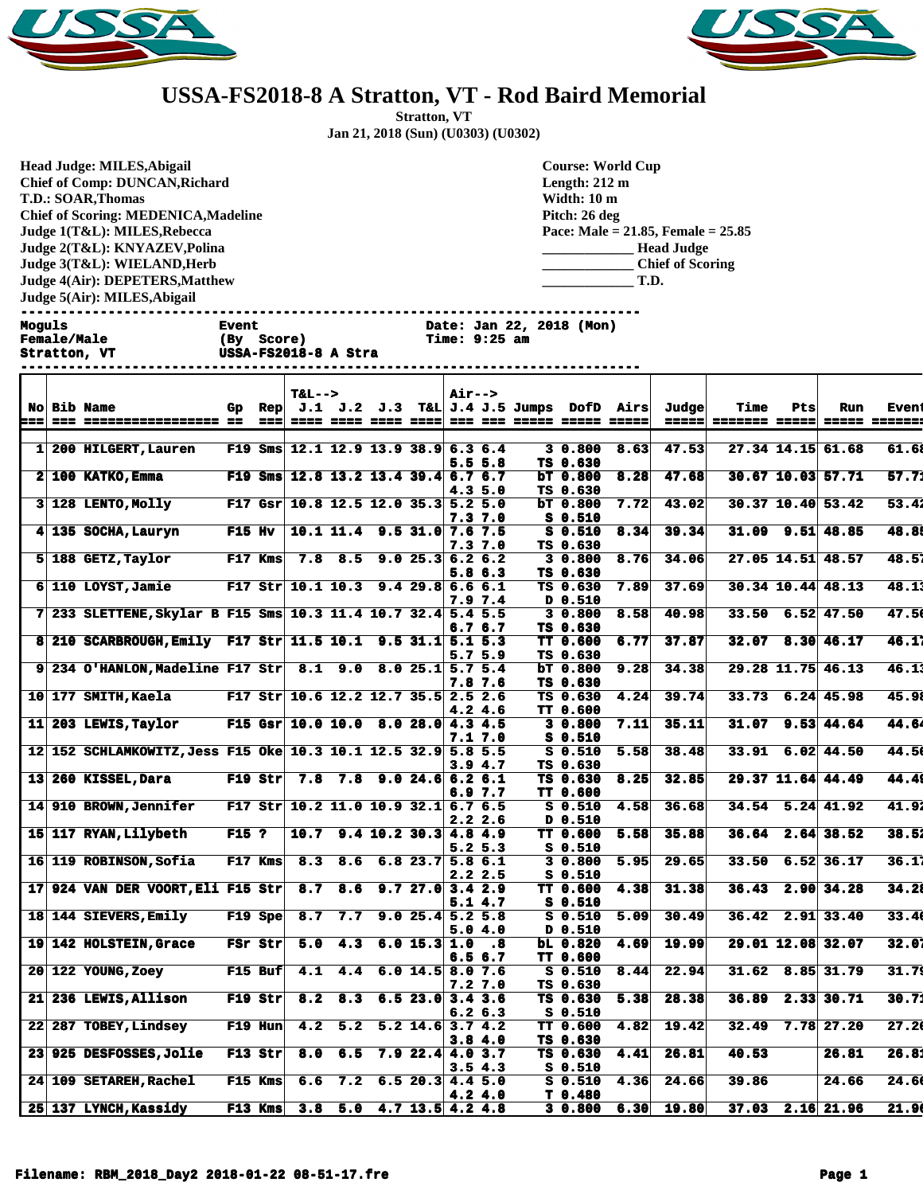# USSA-FS2018-8 A Stratton, VT - Rod Baird Memorial

**Stratton, VT**

**Jan 21, 2018 (Sun) (U0303) (U0302)**

**Head Judge: MILES,Abigail**
**Chief of Comp: DUNCAN,Richard**
**T.D.: SOAR,Thomas**
**Chief of Scoring: MEDENICA,Madeline**
**Judge 1(T&L): MILES,Rebecca**
**Judge 2(T&L): KNYAZEV,Polina**
**Judge 3(T&L): WIELAND,Herb**
**Judge 4(Air): DEPETERS,Matthew**
**Judge 5(Air): MILES,Abigail**

**Course: World Cup**
**Length: 212 m**
**Width: 10 m**
**Pitch: 26 deg**
**Pace: Male = 21.85, Female = 25.85**
_____________ **Head Judge**
_____________ **Chief of Scoring**
_____________ **T.D.**

```
Moguls              Event               Date: Jan 22, 2018 (Mon)
Female/Male         (By  Score)         Time: 9:25 am
Stratton, VT        USSA-FS2018-8 A Stra
```

| No | Bib | Name | Gp | Rep | T&L--> J.1 | J.2 | J.3 | T&L | Air--> J.4 | J.5 | Jumps | DofD | Airs | Judge | Time | Pts | Run | Event |
|---|---|---|---|---|---|---|---|---|---|---|---|---|---|---|---|---|---|---|
| 1 | 200 | HILGERT,Lauren | F19 | Sms | 12.1 | 12.9 | 13.9 | 38.9 | 6.3 / 5.5 | 6.4 / 5.8 | 3 / TS | 0.800 / 0.630 | 8.63 | 47.53 | 27.34 | 14.15 | 61.68 | 61.68 |
| 2 | 100 | KATKO,Emma | F19 | Sms | 12.8 | 13.2 | 13.4 | 39.4 | 6.7 / 4.3 | 6.7 / 5.0 | bT / TS | 0.800 / 0.630 | 8.28 | 47.68 | 30.67 | 10.03 | 57.71 | 57.71 |
| 3 | 128 | LENTO,Molly | F17 | Gsr | 10.8 | 12.5 | 12.0 | 35.3 | 5.2 / 7.3 | 5.0 / 7.0 | bT / S | 0.800 / 0.510 | 7.72 | 43.02 | 30.37 | 10.40 | 53.42 | 53.42 |
| 4 | 135 | SOCHA,Lauryn | F15 | Hv | 10.1 | 11.4 | 9.5 | 31.0 | 7.6 / 7.3 | 7.5 / 7.0 | S / TS | 0.510 / 0.630 | 8.34 | 39.34 | 31.09 | 9.51 | 48.85 | 48.85 |
| 5 | 188 | GETZ,Taylor | F17 | Kms | 7.8 | 8.5 | 9.0 | 25.3 | 6.2 / 5.8 | 6.2 / 6.3 | 3 / TS | 0.800 / 0.630 | 8.76 | 34.06 | 27.05 | 14.51 | 48.57 | 48.57 |
| 6 | 110 | LOYST,Jamie | F17 | Str | 10.1 | 10.3 | 9.4 | 29.8 | 6.6 / 7.9 | 6.1 / 7.4 | TS / D | 0.630 / 0.510 | 7.89 | 37.69 | 30.34 | 10.44 | 48.13 | 48.13 |
| 7 | 233 | SLETTENE,Skylar B | F15 | Sms | 10.3 | 11.4 | 10.7 | 32.4 | 5.4 / 6.7 | 5.5 / 6.7 | 3 / TS | 0.800 / 0.630 | 8.58 | 40.98 | 33.50 | 6.52 | 47.50 | 47.50 |
| 8 | 210 | SCARBROUGH,Emily | F17 | Str | 11.5 | 10.1 | 9.5 | 31.1 | 5.1 / 5.7 | 5.3 / 5.9 | TT / TS | 0.600 / 0.630 | 6.77 | 37.87 | 32.07 | 8.30 | 46.17 | 46.17 |
| 9 | 234 | O'HANLON,Madeline | F17 | Str | 8.1 | 9.0 | 8.0 | 25.1 | 5.7 / 7.8 | 5.4 / 7.6 | bT / TS | 0.800 / 0.630 | 9.28 | 34.38 | 29.28 | 11.75 | 46.13 | 46.13 |
| 10 | 177 | SMITH,Kaela | F17 | Str | 10.6 | 12.2 | 12.7 | 35.5 | 2.5 / 4.2 | 2.6 / 4.6 | TS / TT | 0.630 / 0.600 | 4.24 | 39.74 | 33.73 | 6.24 | 45.98 | 45.98 |
| 11 | 203 | LEWIS,Taylor | F15 | Gsr | 10.0 | 10.0 | 8.0 | 28.0 | 4.3 / 7.1 | 4.5 / 7.0 | 3 / S | 0.800 / 0.510 | 7.11 | 35.11 | 31.07 | 9.53 | 44.64 | 44.64 |
| 12 | 152 | SCHLAMKOWITZ,Jess | F15 | Oke | 10.3 | 10.1 | 12.5 | 32.9 | 5.8 / 3.9 | 5.5 / 4.7 | S / TS | 0.510 / 0.630 | 5.58 | 38.48 | 33.91 | 6.02 | 44.50 | 44.50 |
| 13 | 260 | KISSEL,Dara | F19 | Str | 7.8 | 7.8 | 9.0 | 24.6 | 6.2 / 6.9 | 6.1 / 7.7 | TS / TT | 0.630 / 0.600 | 8.25 | 32.85 | 29.37 | 11.64 | 44.49 | 44.49 |
| 14 | 910 | BROWN,Jennifer | F17 | Str | 10.2 | 11.0 | 10.9 | 32.1 | 6.7 / 2.2 | 6.5 / 2.6 | S / D | 0.510 / 0.510 | 4.58 | 36.68 | 34.54 | 5.24 | 41.92 | 41.92 |
| 15 | 117 | RYAN,Lilybeth | F15 | ? | 10.7 | 9.4 | 10.2 | 30.3 | 4.8 / 5.2 | 4.9 / 5.3 | TT / S | 0.600 / 0.510 | 5.58 | 35.88 | 36.64 | 2.64 | 38.52 | 38.52 |
| 16 | 119 | ROBINSON,Sofia | F17 | Kms | 8.3 | 8.6 | 6.8 | 23.7 | 5.8 / 2.2 | 6.1 / 2.5 | 3 / S | 0.800 / 0.510 | 5.95 | 29.65 | 33.50 | 6.52 | 36.17 | 36.17 |
| 17 | 924 | VAN DER VOORT,Eli | F15 | Str | 8.7 | 8.6 | 9.7 | 27.0 | 3.4 / 5.1 | 2.9 / 4.7 | TT / S | 0.600 / 0.510 | 4.38 | 31.38 | 36.43 | 2.90 | 34.28 | 34.28 |
| 18 | 144 | SIEVERS,Emily | F19 | Spe | 8.7 | 7.7 | 9.0 | 25.4 | 5.2 / 5.0 | 5.8 / 4.0 | S / D | 0.510 / 0.510 | 5.09 | 30.49 | 36.42 | 2.91 | 33.40 | 33.40 |
| 19 | 142 | HOLSTEIN,Grace | FSr | Str | 5.0 | 4.3 | 6.0 | 15.3 | 1.0 / 6.5 | .8 / 6.7 | bL / TT | 0.820 / 0.600 | 4.69 | 19.99 | 29.01 | 12.08 | 32.07 | 32.07 |
| 20 | 122 | YOUNG,Zoey | F15 | Buf | 4.1 | 4.4 | 6.0 | 14.5 | 8.0 / 7.2 | 7.6 / 7.0 | S / TS | 0.510 / 0.630 | 8.44 | 22.94 | 31.62 | 8.85 | 31.79 | 31.79 |
| 21 | 236 | LEWIS,Allison | F19 | Str | 8.2 | 8.3 | 6.5 | 23.0 | 3.4 / 6.2 | 3.6 / 6.3 | TS / S | 0.630 / 0.510 | 5.38 | 28.38 | 36.89 | 2.33 | 30.71 | 30.71 |
| 22 | 287 | TOBEY,Lindsey | F19 | Hun | 4.2 | 5.2 | 5.2 | 14.6 | 3.7 / 3.8 | 4.2 / 4.0 | TT / TS | 0.600 / 0.630 | 4.82 | 19.42 | 32.49 | 7.78 | 27.20 | 27.20 |
| 23 | 925 | DESFOSSES,Jolie | F13 | Str | 8.0 | 6.5 | 7.9 | 22.4 | 4.0 / 3.5 | 3.7 / 4.3 | TS / S | 0.630 / 0.510 | 4.41 | 26.81 | 40.53 | | 26.81 | 26.81 |
| 24 | 109 | SETAREH,Rachel | F15 | Kms | 6.6 | 7.2 | 6.5 | 20.3 | 4.4 / 4.2 | 5.0 / 4.0 | S / T | 0.510 / 0.480 | 4.36 | 24.66 | 39.86 | | 24.66 | 24.66 |
| 25 | 137 | LYNCH,Kassidy | F13 | Kms | 3.8 | 5.0 | 4.7 | 13.5 | 4.2 | 4.8 | 3 | 0.800 | 6.30 | 19.80 | 37.03 | 2.16 | 21.96 | 21.96 |

Filename: RBM_2018_Day2 2018-01-22 08-51-17.fre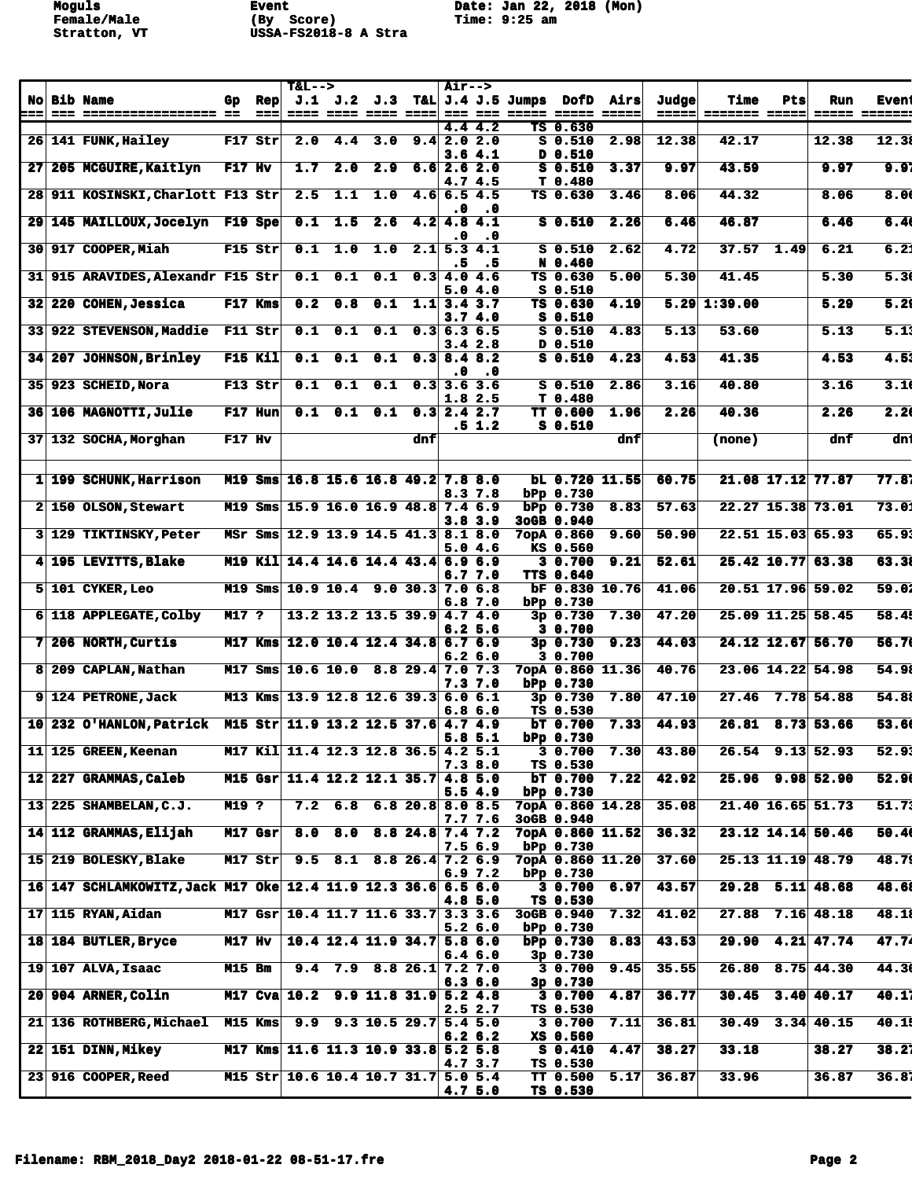Moguls
Female/Male
Stratton, VT

Event
(By Score)
USSA-FS2018-8 A Stra

Date: Jan 22, 2018 (Mon)
Time: 9:25 am

| No | Bib | Name | Gp | Rep | T&L--> J.1 | J.2 | J.3 | T&L | Air--> J.4 | J.5 | Jumps | DofD | Airs | Judge | Time | Pts | Run | Event |
|---|---|---|---|---|---|---|---|---|---|---|---|---|---|---|---|---|---|---|
| | | | | | | | | | 4.4 | 4.2 | TS | 0.630 | | | | | | |
| 26 | 141 | FUNK,Hailey | F17 | Str | 2.0 | 4.4 | 3.0 | 9.4 | 2.0 | 2.0 | S | 0.510 | 2.98 | 12.38 | 42.17 | | 12.38 | 12.38 |
| | | | | | | | | | 3.6 | 4.1 | D | 0.510 | | | | | | |
| 27 | 205 | MCGUIRE,Kaitlyn | F17 | Hv | 1.7 | 2.0 | 2.9 | 6.6 | 2.6 | 2.0 | S | 0.510 | 3.37 | 9.97 | 43.59 | | 9.97 | 9.97 |
| | | | | | | | | | 4.7 | 4.5 | T | 0.480 | | | | | | |
| 28 | 911 | KOSINSKI,Charlott | F13 | Str | 2.5 | 1.1 | 1.0 | 4.6 | 6.5 | 4.5 | TS | 0.630 | 3.46 | 8.06 | 44.32 | | 8.06 | 8.06 |
| | | | | | | | | | .0 | .0 | | | | | | | | |
| 29 | 145 | MAILLOUX,Jocelyn | F19 | Spe | 0.1 | 1.5 | 2.6 | 4.2 | 4.8 | 4.1 | S | 0.510 | 2.26 | 6.46 | 46.87 | | 6.46 | 6.46 |
| | | | | | | | | | .0 | .0 | | | | | | | | |
| 30 | 917 | COOPER,Miah | F15 | Str | 0.1 | 1.0 | 1.0 | 2.1 | 5.3 | 4.1 | S | 0.510 | 2.62 | 4.72 | 37.57 | 1.49 | 6.21 | 6.21 |
| | | | | | | | | | .5 | .5 | N | 0.460 | | | | | | |
| 31 | 915 | ARAVIDES,Alexandr | F15 | Str | 0.1 | 0.1 | 0.1 | 0.3 | 4.0 | 4.6 | TS | 0.630 | 5.00 | 5.30 | 41.45 | | 5.30 | 5.30 |
| | | | | | | | | | 5.0 | 4.0 | S | 0.510 | | | | | | |
| 32 | 220 | COHEN,Jessica | F17 | Kms | 0.2 | 0.8 | 0.1 | 1.1 | 3.4 | 3.7 | TS | 0.630 | 4.19 | 5.29 | 1:39.00 | | 5.29 | 5.29 |
| | | | | | | | | | 3.7 | 4.0 | S | 0.510 | | | | | | |
| 33 | 922 | STEVENSON,Maddie | F11 | Str | 0.1 | 0.1 | 0.1 | 0.3 | 6.3 | 6.5 | S | 0.510 | 4.83 | 5.13 | 53.60 | | 5.13 | 5.13 |
| | | | | | | | | | 3.4 | 2.8 | D | 0.510 | | | | | | |
| 34 | 207 | JOHNSON,Brinley | F15 | Kil | 0.1 | 0.1 | 0.1 | 0.3 | 8.4 | 8.2 | S | 0.510 | 4.23 | 4.53 | 41.35 | | 4.53 | 4.53 |
| | | | | | | | | | .0 | .0 | | | | | | | | |
| 35 | 923 | SCHEID,Nora | F13 | Str | 0.1 | 0.1 | 0.1 | 0.3 | 3.6 | 3.6 | S | 0.510 | 2.86 | 3.16 | 40.80 | | 3.16 | 3.16 |
| | | | | | | | | | 1.8 | 2.5 | T | 0.480 | | | | | | |
| 36 | 106 | MAGNOTTI,Julie | F17 | Hun | 0.1 | 0.1 | 0.1 | 0.3 | 2.4 | 2.7 | TT | 0.600 | 1.96 | 2.26 | 40.36 | | 2.26 | 2.26 |
| | | | | | | | | | .5 | 1.2 | S | 0.510 | | | | | | |
| 37 | 132 | SOCHA,Morghan | F17 | Hv | | | | dnf | | | | | dnf | | (none) | | dnf | dnf |
| 1 | 199 | SCHUNK,Harrison | M19 | Sms | 16.8 | 15.6 | 16.8 | 49.2 | 7.8 | 8.0 | bL | 0.720 | 11.55 | 60.75 | 21.08 | 17.12 | 77.87 | 77.87 |
| | | | | | | | | | 8.3 | 7.8 | bPp | 0.730 | | | | | | |
| 2 | 150 | OLSON,Stewart | M19 | Sms | 15.9 | 16.0 | 16.9 | 48.8 | 7.4 | 6.9 | bPp | 0.730 | 8.83 | 57.63 | 22.27 | 15.38 | 73.01 | 73.01 |
| | | | | | | | | | 3.8 | 3.9 | 3oGB | 0.940 | | | | | | |
| 3 | 129 | TIKTINSKY,Peter | MSr | Sms | 12.9 | 13.9 | 14.5 | 41.3 | 8.1 | 8.0 | 7opA | 0.860 | 9.60 | 50.90 | 22.51 | 15.03 | 65.93 | 65.93 |
| | | | | | | | | | 5.0 | 4.6 | KS | 0.560 | | | | | | |
| 4 | 195 | LEVITTS,Blake | M19 | Kil | 14.4 | 14.6 | 14.4 | 43.4 | 6.9 | 6.9 | 3 | 0.700 | 9.21 | 52.61 | 25.42 | 10.77 | 63.38 | 63.38 |
| | | | | | | | | | 6.7 | 7.0 | TTS | 0.640 | | | | | | |
| 5 | 101 | CYKER,Leo | M19 | Sms | 10.9 | 10.4 | 9.0 | 30.3 | 7.0 | 6.8 | bF | 0.830 | 10.76 | 41.06 | 20.51 | 17.96 | 59.02 | 59.02 |
| | | | | | | | | | 6.8 | 7.0 | bPp | 0.730 | | | | | | |
| 6 | 118 | APPLEGATE,Colby | M17 | ? | 13.2 | 13.2 | 13.5 | 39.9 | 4.7 | 4.0 | 3p | 0.730 | 7.30 | 47.20 | 25.09 | 11.25 | 58.45 | 58.45 |
| | | | | | | | | | 6.2 | 5.6 | 3 | 0.700 | | | | | | |
| 7 | 206 | NORTH,Curtis | M17 | Kms | 12.0 | 10.4 | 12.4 | 34.8 | 6.7 | 6.9 | 3p | 0.730 | 9.23 | 44.03 | 24.12 | 12.67 | 56.70 | 56.70 |
| | | | | | | | | | 6.2 | 6.0 | 3 | 0.700 | | | | | | |
| 8 | 209 | CAPLAN,Nathan | M17 | Sms | 10.6 | 10.0 | 8.8 | 29.4 | 7.0 | 7.3 | 7opA | 0.860 | 11.36 | 40.76 | 23.06 | 14.22 | 54.98 | 54.98 |
| | | | | | | | | | 7.3 | 7.0 | bPp | 0.730 | | | | | | |
| 9 | 124 | PETRONE,Jack | M13 | Kms | 13.9 | 12.8 | 12.6 | 39.3 | 6.0 | 6.1 | 3p | 0.730 | 7.80 | 47.10 | 27.46 | 7.78 | 54.88 | 54.88 |
| | | | | | | | | | 6.8 | 6.0 | TS | 0.530 | | | | | | |
| 10 | 232 | O'HANLON,Patrick | M15 | Str | 11.9 | 13.2 | 12.5 | 37.6 | 4.7 | 4.9 | bT | 0.700 | 7.33 | 44.93 | 26.81 | 8.73 | 53.66 | 53.66 |
| | | | | | | | | | 5.8 | 5.1 | bPp | 0.730 | | | | | | |
| 11 | 125 | GREEN,Keenan | M17 | Kil | 11.4 | 12.3 | 12.8 | 36.5 | 4.2 | 5.1 | 3 | 0.700 | 7.30 | 43.80 | 26.54 | 9.13 | 52.93 | 52.93 |
| | | | | | | | | | 7.3 | 8.0 | TS | 0.530 | | | | | | |
| 12 | 227 | GRAMMAS,Caleb | M15 | Gsr | 11.4 | 12.2 | 12.1 | 35.7 | 4.8 | 5.0 | bT | 0.700 | 7.22 | 42.92 | 25.96 | 9.98 | 52.90 | 52.90 |
| | | | | | | | | | 5.5 | 4.9 | bPp | 0.730 | | | | | | |
| 13 | 225 | SHAMBELAN,C.J. | M19 | ? | 7.2 | 6.8 | 6.8 | 20.8 | 8.0 | 8.5 | 7opA | 0.860 | 14.28 | 35.08 | 21.40 | 16.65 | 51.73 | 51.73 |
| | | | | | | | | | 7.7 | 7.6 | 3oGB | 0.940 | | | | | | |
| 14 | 112 | GRAMMAS,Elijah | M17 | Gsr | 8.0 | 8.0 | 8.8 | 24.8 | 7.4 | 7.2 | 7opA | 0.860 | 11.52 | 36.32 | 23.12 | 14.14 | 50.46 | 50.46 |
| | | | | | | | | | 7.5 | 6.9 | bPp | 0.730 | | | | | | |
| 15 | 219 | BOLESKY,Blake | M17 | Str | 9.5 | 8.1 | 8.8 | 26.4 | 7.2 | 6.9 | 7opA | 0.860 | 11.20 | 37.60 | 25.13 | 11.19 | 48.79 | 48.79 |
| | | | | | | | | | 6.9 | 7.2 | bPp | 0.730 | | | | | | |
| 16 | 147 | SCHLAMKOWITZ,Jack | M17 | Oke | 12.4 | 11.9 | 12.3 | 36.6 | 6.5 | 6.0 | 3 | 0.700 | 6.97 | 43.57 | 29.28 | 5.11 | 48.68 | 48.68 |
| | | | | | | | | | 4.8 | 5.0 | TS | 0.530 | | | | | | |
| 17 | 115 | RYAN,Aidan | M17 | Gsr | 10.4 | 11.7 | 11.6 | 33.7 | 3.3 | 3.6 | 3oGB | 0.940 | 7.32 | 41.02 | 27.88 | 7.16 | 48.18 | 48.18 |
| | | | | | | | | | 5.2 | 6.0 | bPp | 0.730 | | | | | | |
| 18 | 184 | BUTLER,Bryce | M17 | Hv | 10.4 | 12.4 | 11.9 | 34.7 | 5.8 | 6.0 | bPp | 0.730 | 8.83 | 43.53 | 29.90 | 4.21 | 47.74 | 47.74 |
| | | | | | | | | | 6.4 | 6.0 | 3p | 0.730 | | | | | | |
| 19 | 107 | ALVA,Isaac | M15 | Bm | 9.4 | 7.9 | 8.8 | 26.1 | 7.2 | 7.0 | 3 | 0.700 | 9.45 | 35.55 | 26.80 | 8.75 | 44.30 | 44.30 |
| | | | | | | | | | 6.3 | 6.0 | 3p | 0.730 | | | | | | |
| 20 | 904 | ARNER,Colin | M17 | Cva | 10.2 | 9.9 | 11.8 | 31.9 | 5.2 | 4.8 | 3 | 0.700 | 4.87 | 36.77 | 30.45 | 3.40 | 40.17 | 40.17 |
| | | | | | | | | | 2.5 | 2.7 | TS | 0.530 | | | | | | |
| 21 | 136 | ROTHBERG,Michael | M15 | Kms | 9.9 | 9.3 | 10.5 | 29.7 | 5.4 | 5.0 | 3 | 0.700 | 7.11 | 36.81 | 30.49 | 3.34 | 40.15 | 40.15 |
| | | | | | | | | | 6.2 | 6.2 | XS | 0.560 | | | | | | |
| 22 | 151 | DINN,Mikey | M17 | Kms | 11.6 | 11.3 | 10.9 | 33.8 | 5.2 | 5.8 | S | 0.410 | 4.47 | 38.27 | 33.18 | | 38.27 | 38.27 |
| | | | | | | | | | 4.7 | 3.7 | TS | 0.530 | | | | | | |
| 23 | 916 | COOPER,Reed | M15 | Str | 10.6 | 10.4 | 10.7 | 31.7 | 5.0 | 5.4 | TT | 0.500 | 5.17 | 36.87 | 33.96 | | 36.87 | 36.87 |
| | | | | | | | | | 4.7 | 5.0 | TS | 0.530 | | | | | | |

Filename: RBM_2018_Day2 2018-01-22 08-51-17.fre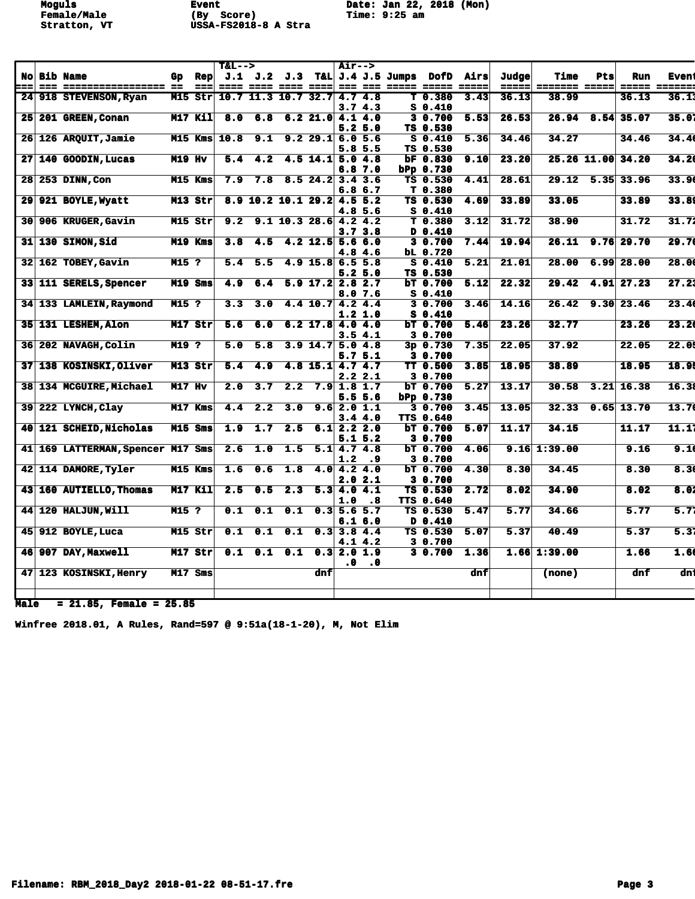Moguls Event Date: Jan 22, 2018 (Mon)
Female/Male (By Score) Time: 9:25 am
Stratton, VT USSA-FS2018-8 A Stra

| No | Bib | Name | Gp | Rep | T&L--> J.1 | J.2 | J.3 | T&L | Air--> J.4 | J.5 | Jumps | DofD | Airs | Judge | Time | Pts | Run | Event |
|---|---|---|---|---|---|---|---|---|---|---|---|---|---|---|---|---|---|---|
| 24 | 918 | STEVENSON,Ryan | M15 | Str | 10.7 | 11.3 | 10.7 | 32.7 | 4.7 | 4.8 | T | 0.380 | 3.43 | 36.13 | 38.99 | | 36.13 | 36.13 |
| | | | | | | | | | 3.7 | 4.3 | S | 0.410 | | | | | | |
| 25 | 201 | GREEN,Conan | M17 | Kil | 8.0 | 6.8 | 6.2 | 21.0 | 4.1 | 4.0 | 3 | 0.700 | 5.53 | 26.53 | 26.94 | 8.54 | 35.07 | 35.07 |
| | | | | | | | | | 5.2 | 5.0 | TS | 0.530 | | | | | | |
| 26 | 126 | ARQUIT,Jamie | M15 | Kms | 10.8 | 9.1 | 9.2 | 29.1 | 6.0 | 5.6 | S | 0.410 | 5.36 | 34.46 | 34.27 | | 34.46 | 34.46 |
| | | | | | | | | | 5.8 | 5.5 | TS | 0.530 | | | | | | |
| 27 | 140 | GOODIN,Lucas | M19 | Hv | 5.4 | 4.2 | 4.5 | 14.1 | 5.0 | 4.8 | bF | 0.830 | 9.10 | 23.20 | 25.26 | 11.00 | 34.20 | 34.20 |
| | | | | | | | | | 6.8 | 7.0 | bPp | 0.730 | | | | | | |
| 28 | 253 | DINN,Con | M15 | Kms | 7.9 | 7.8 | 8.5 | 24.2 | 3.4 | 3.6 | TS | 0.530 | 4.41 | 28.61 | 29.12 | 5.35 | 33.96 | 33.96 |
| | | | | | | | | | 6.8 | 6.7 | T | 0.380 | | | | | | |
| 29 | 921 | BOYLE,Wyatt | M13 | Str | 8.9 | 10.2 | 10.1 | 29.2 | 4.5 | 5.2 | TS | 0.530 | 4.69 | 33.89 | 33.05 | | 33.89 | 33.89 |
| | | | | | | | | | 4.8 | 5.6 | S | 0.410 | | | | | | |
| 30 | 906 | KRUGER,Gavin | M15 | Str | 9.2 | 9.1 | 10.3 | 28.6 | 4.2 | 4.2 | T | 0.380 | 3.12 | 31.72 | 38.90 | | 31.72 | 31.72 |
| | | | | | | | | | 3.7 | 3.8 | D | 0.410 | | | | | | |
| 31 | 130 | SIMON,Sid | M19 | Kms | 3.8 | 4.5 | 4.2 | 12.5 | 5.6 | 6.0 | 3 | 0.700 | 7.44 | 19.94 | 26.11 | 9.76 | 29.70 | 29.70 |
| | | | | | | | | | 4.8 | 4.6 | bL | 0.720 | | | | | | |
| 32 | 162 | TOBEY,Gavin | M15 | ? | 5.4 | 5.5 | 4.9 | 15.8 | 6.5 | 5.8 | S | 0.410 | 5.21 | 21.01 | 28.00 | 6.99 | 28.00 | 28.00 |
| | | | | | | | | | 5.2 | 5.0 | TS | 0.530 | | | | | | |
| 33 | 111 | SERELS,Spencer | M19 | Sms | 4.9 | 6.4 | 5.9 | 17.2 | 2.8 | 2.7 | bT | 0.700 | 5.12 | 22.32 | 29.42 | 4.91 | 27.23 | 27.23 |
| | | | | | | | | | 8.0 | 7.6 | S | 0.410 | | | | | | |
| 34 | 133 | LAMLEIN,Raymond | M15 | ? | 3.3 | 3.0 | 4.4 | 10.7 | 4.2 | 4.4 | 3 | 0.700 | 3.46 | 14.16 | 26.42 | 9.30 | 23.46 | 23.46 |
| | | | | | | | | | 1.2 | 1.0 | S | 0.410 | | | | | | |
| 35 | 131 | LESHEM,Alon | M17 | Str | 5.6 | 6.0 | 6.2 | 17.8 | 4.0 | 4.0 | bT | 0.700 | 5.46 | 23.26 | 32.77 | | 23.26 | 23.26 |
| | | | | | | | | | 3.5 | 4.1 | 3 | 0.700 | | | | | | |
| 36 | 202 | NAVAGH,Colin | M19 | ? | 5.0 | 5.8 | 3.9 | 14.7 | 5.0 | 4.8 | 3p | 0.730 | 7.35 | 22.05 | 37.92 | | 22.05 | 22.05 |
| | | | | | | | | | 5.7 | 5.1 | 3 | 0.700 | | | | | | |
| 37 | 138 | KOSINSKI,Oliver | M13 | Str | 5.4 | 4.9 | 4.8 | 15.1 | 4.7 | 4.7 | TT | 0.500 | 3.85 | 18.95 | 38.89 | | 18.95 | 18.95 |
| | | | | | | | | | 2.2 | 2.1 | 3 | 0.700 | | | | | | |
| 38 | 134 | MCGUIRE,Michael | M17 | Hv | 2.0 | 3.7 | 2.2 | 7.9 | 1.8 | 1.7 | bT | 0.700 | 5.27 | 13.17 | 30.58 | 3.21 | 16.38 | 16.38 |
| | | | | | | | | | 5.5 | 5.6 | bPp | 0.730 | | | | | | |
| 39 | 222 | LYNCH,Clay | M17 | Kms | 4.4 | 2.2 | 3.0 | 9.6 | 2.0 | 1.1 | 3 | 0.700 | 3.45 | 13.05 | 32.33 | 0.65 | 13.70 | 13.70 |
| | | | | | | | | | 3.4 | 4.0 | TTS | 0.640 | | | | | | |
| 40 | 121 | SCHEID,Nicholas | M15 | Sms | 1.9 | 1.7 | 2.5 | 6.1 | 2.2 | 2.0 | bT | 0.700 | 5.07 | 11.17 | 34.15 | | 11.17 | 11.17 |
| | | | | | | | | | 5.1 | 5.2 | 3 | 0.700 | | | | | | |
| 41 | 169 | LATTERMAN,Spencer | M17 | Sms | 2.6 | 1.0 | 1.5 | 5.1 | 4.7 | 4.8 | bT | 0.700 | 4.06 | 9.16 | 1:39.00 | | 9.16 | 9.16 |
| | | | | | | | | | 1.2 | .9 | 3 | 0.700 | | | | | | |
| 42 | 114 | DAMORE,Tyler | M15 | Kms | 1.6 | 0.6 | 1.8 | 4.0 | 4.2 | 4.0 | bT | 0.700 | 4.30 | 8.30 | 34.45 | | 8.30 | 8.30 |
| | | | | | | | | | 2.0 | 2.1 | 3 | 0.700 | | | | | | |
| 43 | 160 | AUTIELLO,Thomas | M17 | Kil | 2.5 | 0.5 | 2.3 | 5.3 | 4.0 | 4.1 | TS | 0.530 | 2.72 | 8.02 | 34.90 | | 8.02 | 8.02 |
| | | | | | | | | | 1.0 | .8 | TTS | 0.640 | | | | | | |
| 44 | 120 | HALJUN,Will | M15 | ? | 0.1 | 0.1 | 0.1 | 0.3 | 5.6 | 5.7 | TS | 0.530 | 5.47 | 5.77 | 34.66 | | 5.77 | 5.77 |
| | | | | | | | | | 6.1 | 6.0 | D | 0.410 | | | | | | |
| 45 | 912 | BOYLE,Luca | M15 | Str | 0.1 | 0.1 | 0.1 | 0.3 | 3.8 | 4.4 | TS | 0.530 | 5.07 | 5.37 | 40.49 | | 5.37 | 5.37 |
| | | | | | | | | | 4.1 | 4.2 | 3 | 0.700 | | | | | | |
| 46 | 907 | DAY,Maxwell | M17 | Str | 0.1 | 0.1 | 0.1 | 0.3 | 2.0 | 1.9 | 3 | 0.700 | 1.36 | 1.66 | 1:39.00 | | 1.66 | 1.66 |
| | | | | | | | | | .0 | .0 | | | | | | | | |
| 47 | 123 | KOSINSKI,Henry | M17 | Sms | | | | dnf | | | | | dnf | | (none) | | dnf | dnf |

Male = 21.85, Female = 25.85

Winfree 2018.01, A Rules, Rand=597 @ 9:51a(18-1-20), M, Not Elim

Filename: RBM_2018_Day2 2018-01-22 08-51-17.fre